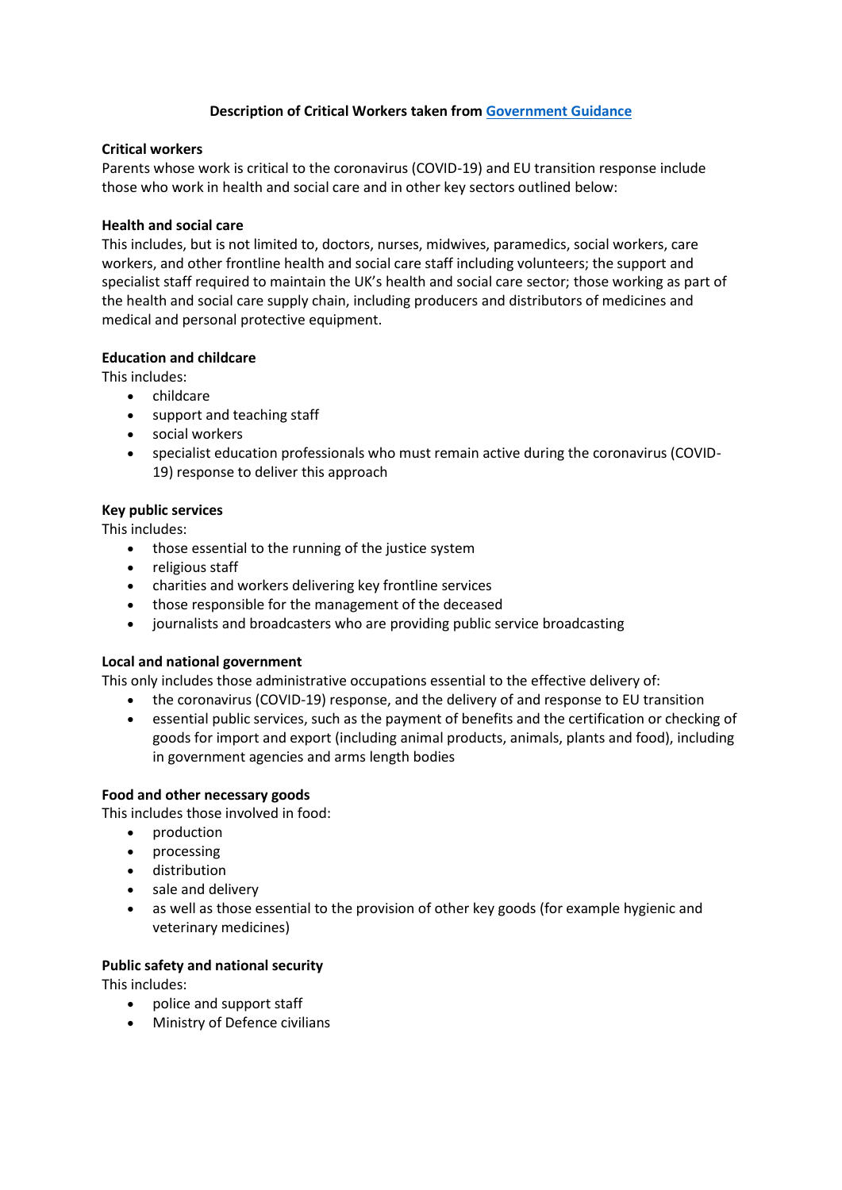# Description of Critical Workers taken from [Government Guidance]

## Critical workers

Parents whose work is critical to the coronavirus (COVID-19) and EU transition response include those who work in health and social care and in other key sectors outlined below:

## Health and social care

This includes, but is not limited to, doctors, nurses, midwives, paramedics, social workers, care workers, and other frontline health and social care staff including volunteers; the support and specialist staff required to maintain the UK's health and social care sector; those working as part of the health and social care supply chain, including producers and distributors of medicines and medical and personal protective equipment.

## Education and childcare

This includes:

- childcare
- support and teaching staff
- social workers
- specialist education professionals who must remain active during the coronavirus (COVID-19) response to deliver this approach

## Key public services

This includes:

- those essential to the running of the justice system
- religious staff
- charities and workers delivering key frontline services
- those responsible for the management of the deceased
- journalists and broadcasters who are providing public service broadcasting

## Local and national government

This only includes those administrative occupations essential to the effective delivery of:

- the coronavirus (COVID-19) response, and the delivery of and response to EU transition
- essential public services, such as the payment of benefits and the certification or checking of goods for import and export (including animal products, animals, plants and food), including in government agencies and arms length bodies

## Food and other necessary goods

This includes those involved in food:

- production
- processing
- distribution
- sale and delivery
- as well as those essential to the provision of other key goods (for example hygienic and veterinary medicines)

## Public safety and national security

This includes:

- police and support staff
- Ministry of Defence civilians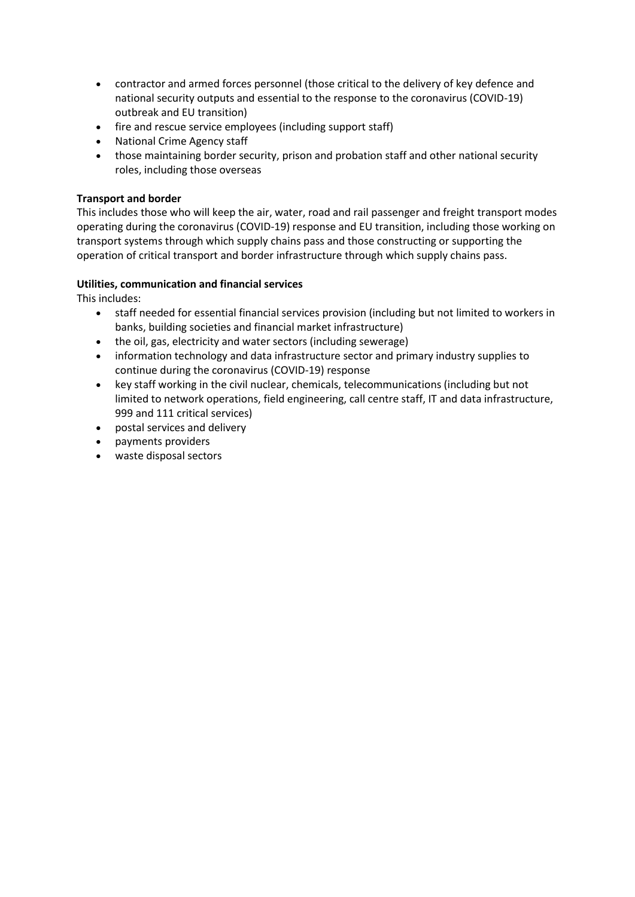- contractor and armed forces personnel (those critical to the delivery of key defence and national security outputs and essential to the response to the coronavirus (COVID-19) outbreak and EU transition)
- fire and rescue service employees (including support staff)
- National Crime Agency staff
- those maintaining border security, prison and probation staff and other national security roles, including those overseas

**Transport and border**

This includes those who will keep the air, water, road and rail passenger and freight transport modes operating during the coronavirus (COVID-19) response and EU transition, including those working on transport systems through which supply chains pass and those constructing or supporting the operation of critical transport and border infrastructure through which supply chains pass.

**Utilities, communication and financial services**

This includes:

- staff needed for essential financial services provision (including but not limited to workers in banks, building societies and financial market infrastructure)
- the oil, gas, electricity and water sectors (including sewerage)
- information technology and data infrastructure sector and primary industry supplies to continue during the coronavirus (COVID-19) response
- key staff working in the civil nuclear, chemicals, telecommunications (including but not limited to network operations, field engineering, call centre staff, IT and data infrastructure, 999 and 111 critical services)
- postal services and delivery
- payments providers
- waste disposal sectors